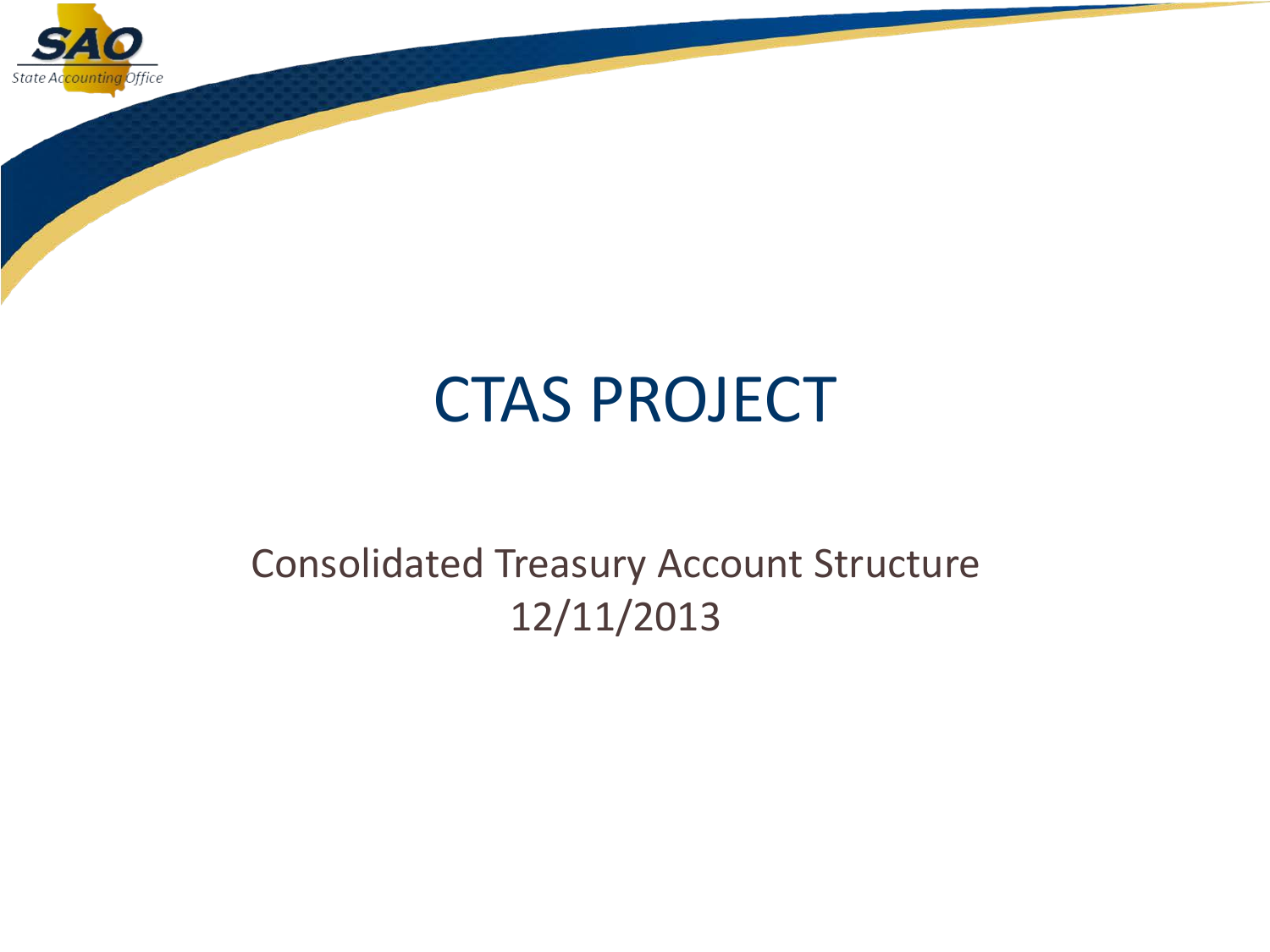# CTAS PROJECT

Consolidated Treasury Account Structure
12/11/2013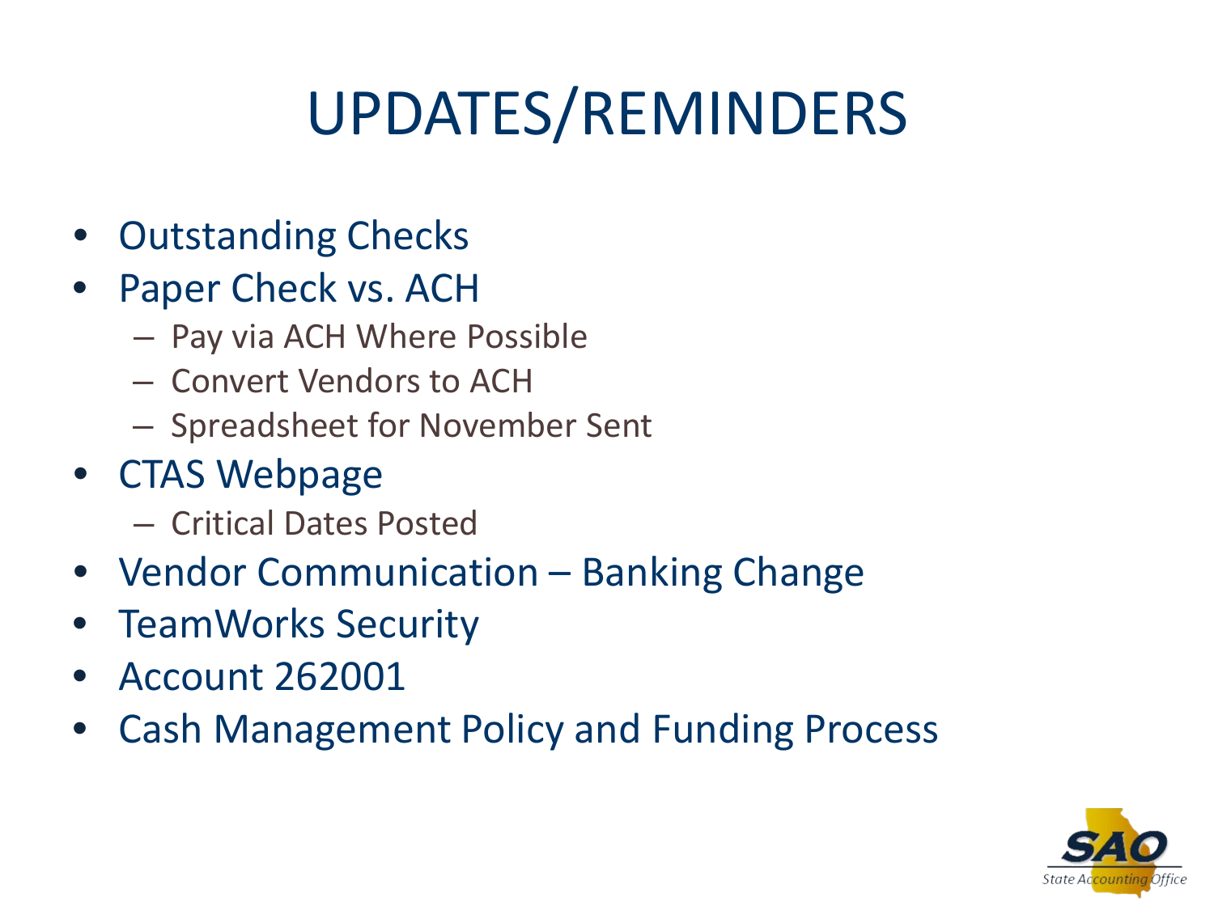# UPDATES/REMINDERS

- Outstanding Checks
- Paper Check vs. ACH
  - Pay via ACH Where Possible
  - Convert Vendors to ACH
  - Spreadsheet for November Sent
- CTAS Webpage
  - Critical Dates Posted
- Vendor Communication – Banking Change
- TeamWorks Security
- Account 262001
- Cash Management Policy and Funding Process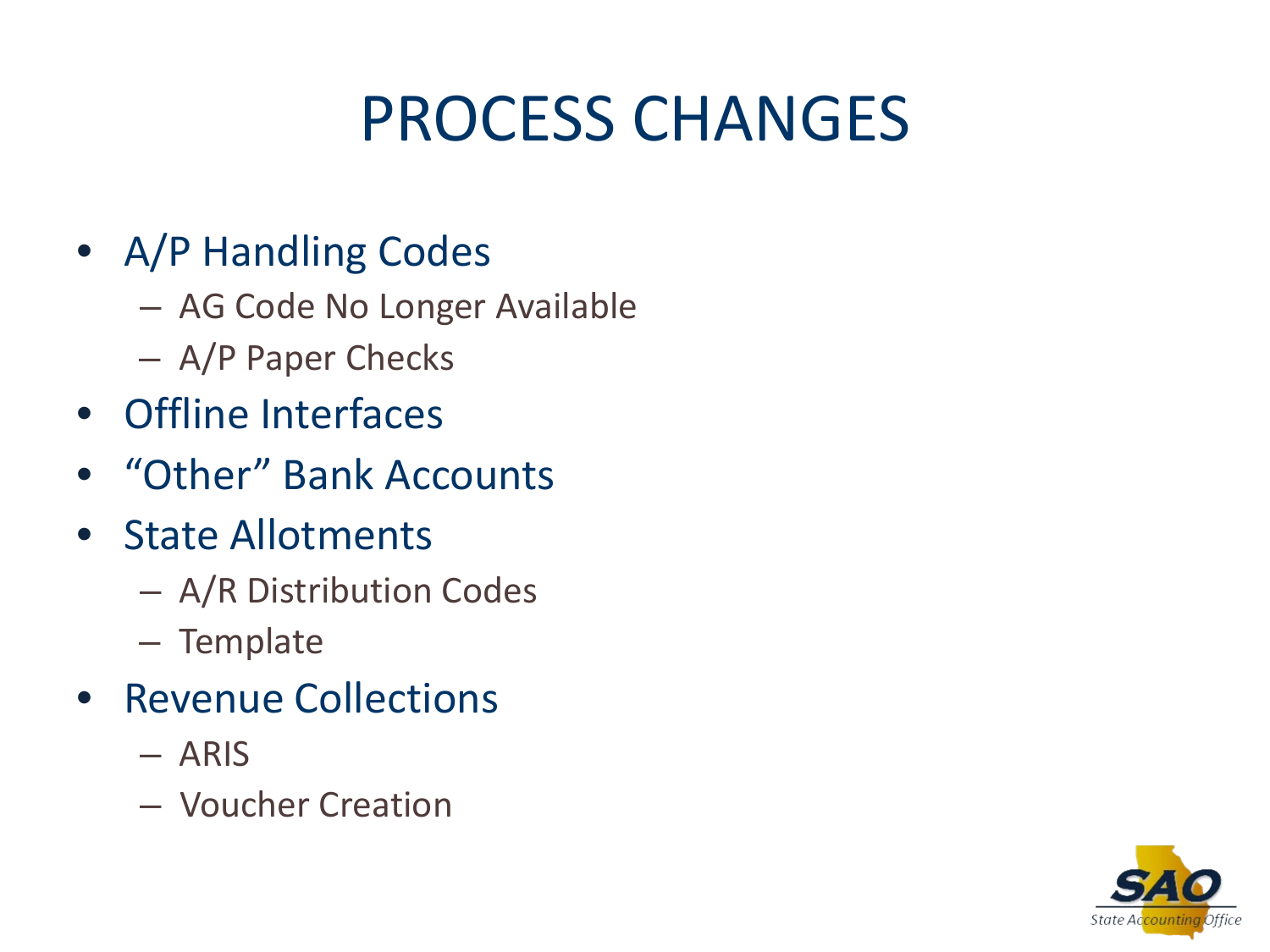# PROCESS CHANGES

- A/P Handling Codes
  - AG Code No Longer Available
  - A/P Paper Checks
- Offline Interfaces
- "Other" Bank Accounts
- State Allotments
  - A/R Distribution Codes
  - Template
- Revenue Collections
  - ARIS
  - Voucher Creation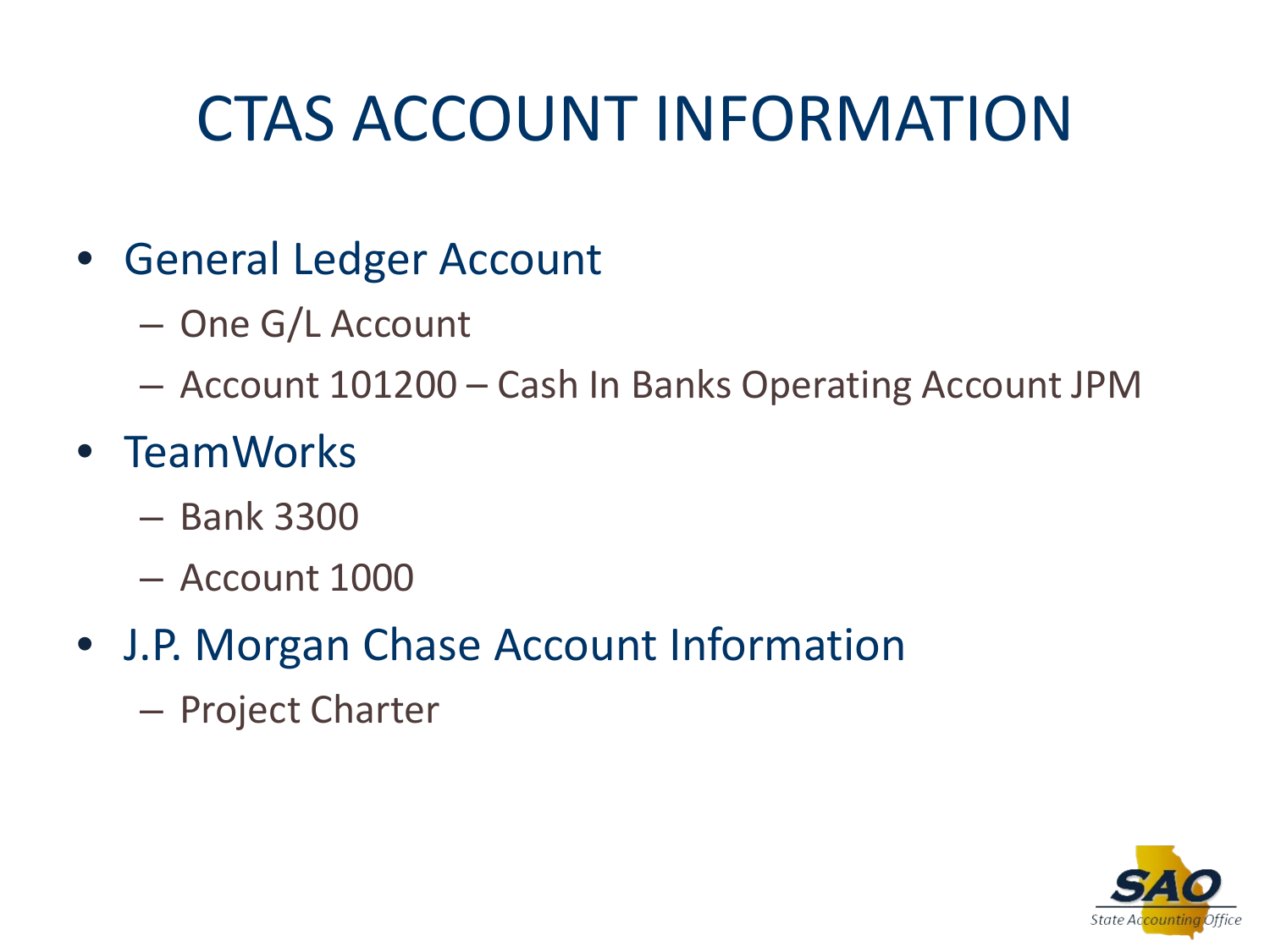# CTAS ACCOUNT INFORMATION

- General Ledger Account
  - One G/L Account
  - Account 101200 – Cash In Banks Operating Account JPM
- TeamWorks
  - Bank 3300
  - Account 1000
- J.P. Morgan Chase Account Information
  - Project Charter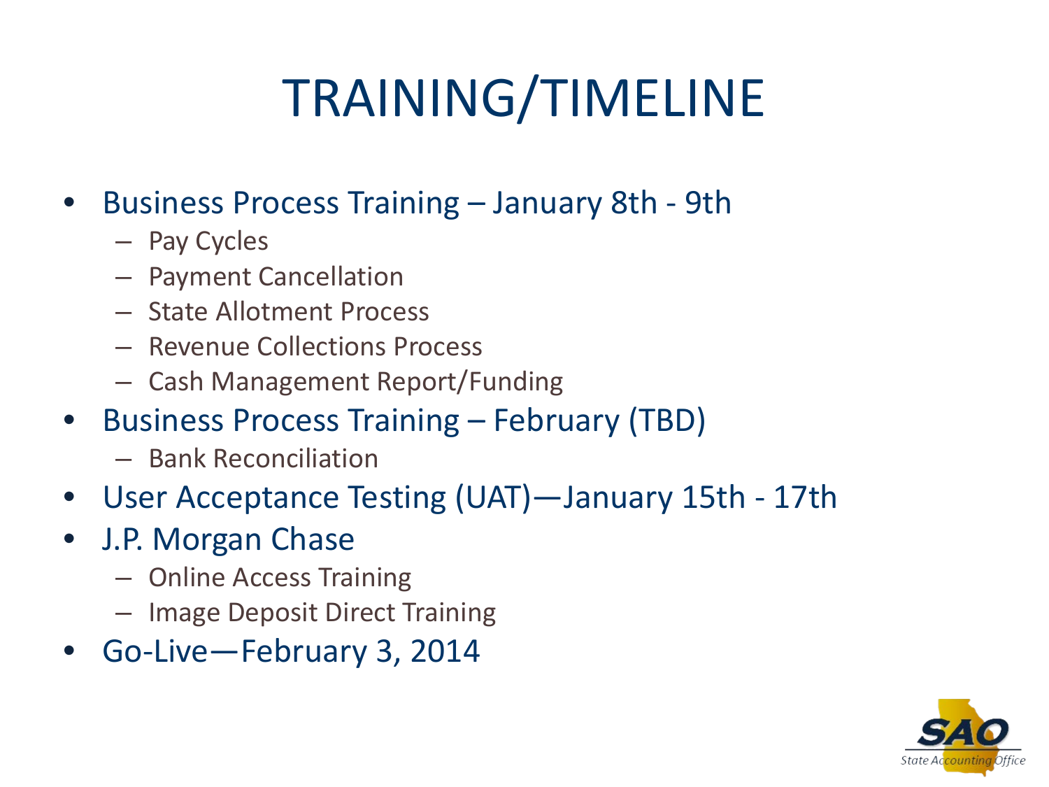# TRAINING/TIMELINE

- Business Process Training – January 8th - 9th
  - Pay Cycles
  - Payment Cancellation
  - State Allotment Process
  - Revenue Collections Process
  - Cash Management Report/Funding
- Business Process Training – February (TBD)
  - Bank Reconciliation
- User Acceptance Testing (UAT)—January 15th - 17th
- J.P. Morgan Chase
  - Online Access Training
  - Image Deposit Direct Training
- Go-Live—February 3, 2014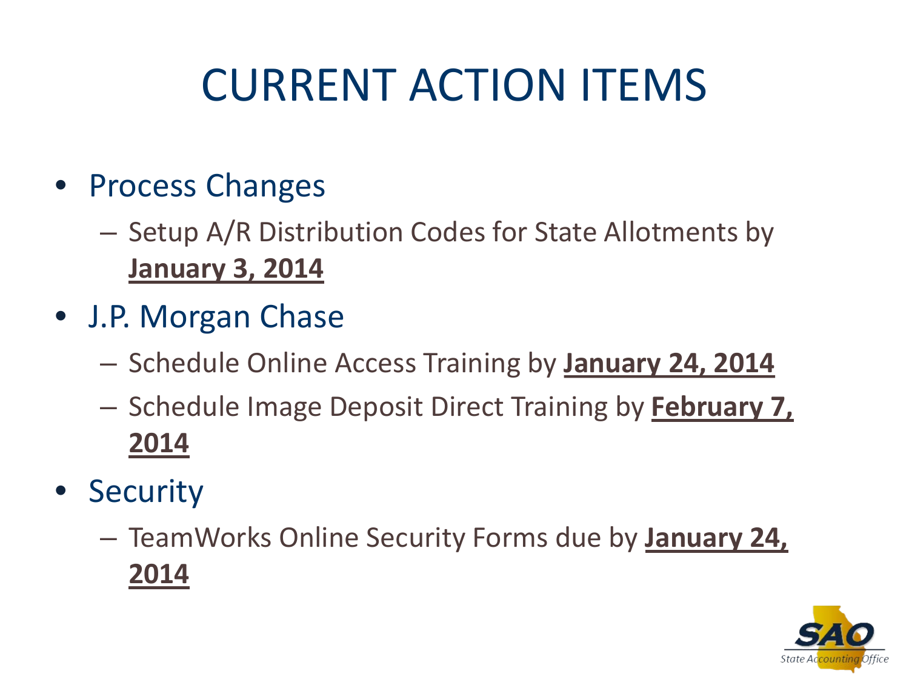# CURRENT ACTION ITEMS

- Process Changes
  - Setup A/R Distribution Codes for State Allotments by **January 3, 2014**
- J.P. Morgan Chase
  - Schedule Online Access Training by **January 24, 2014**
  - Schedule Image Deposit Direct Training by **February 7, 2014**
- Security
  - TeamWorks Online Security Forms due by **January 24, 2014**

SAO State Accounting Office